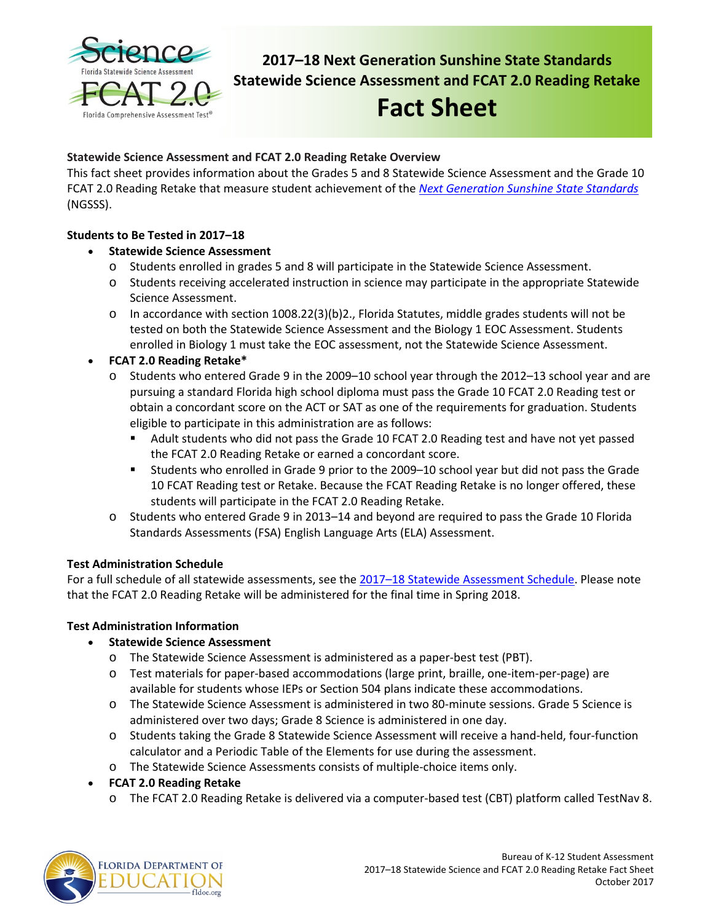# 2017–18 Next Generation Sunshine State Standards Statewide Science Assessment and FCAT 2.0 Reading Retake

# Fact Sheet

**Statewide Science Assessment and FCAT 2.0 Reading Retake Overview**

This fact sheet provides information about the Grades 5 and 8 Statewide Science Assessment and the Grade 10 FCAT 2.0 Reading Retake that measure student achievement of the *Next Generation Sunshine State Standards* (NGSSS).

**Students to Be Tested in 2017–18**

- **Statewide Science Assessment**
  - Students enrolled in grades 5 and 8 will participate in the Statewide Science Assessment.
  - Students receiving accelerated instruction in science may participate in the appropriate Statewide Science Assessment.
  - In accordance with section 1008.22(3)(b)2., Florida Statutes, middle grades students will not be tested on both the Statewide Science Assessment and the Biology 1 EOC Assessment. Students enrolled in Biology 1 must take the EOC assessment, not the Statewide Science Assessment.
- **FCAT 2.0 Reading Retake***
  - Students who entered Grade 9 in the 2009–10 school year through the 2012–13 school year and are pursuing a standard Florida high school diploma must pass the Grade 10 FCAT 2.0 Reading test or obtain a concordant score on the ACT or SAT as one of the requirements for graduation. Students eligible to participate in this administration are as follows:
    - Adult students who did not pass the Grade 10 FCAT 2.0 Reading test and have not yet passed the FCAT 2.0 Reading Retake or earned a concordant score.
    - Students who enrolled in Grade 9 prior to the 2009–10 school year but did not pass the Grade 10 FCAT Reading test or Retake. Because the FCAT Reading Retake is no longer offered, these students will participate in the FCAT 2.0 Reading Retake.
  - Students who entered Grade 9 in 2013–14 and beyond are required to pass the Grade 10 Florida Standards Assessments (FSA) English Language Arts (ELA) Assessment.

**Test Administration Schedule**

For a full schedule of all statewide assessments, see the 2017–18 Statewide Assessment Schedule. Please note that the FCAT 2.0 Reading Retake will be administered for the final time in Spring 2018.

**Test Administration Information**

- **Statewide Science Assessment**
  - The Statewide Science Assessment is administered as a paper-best test (PBT).
  - Test materials for paper-based accommodations (large print, braille, one-item-per-page) are available for students whose IEPs or Section 504 plans indicate these accommodations.
  - The Statewide Science Assessment is administered in two 80-minute sessions. Grade 5 Science is administered over two days; Grade 8 Science is administered in one day.
  - Students taking the Grade 8 Statewide Science Assessment will receive a hand-held, four-function calculator and a Periodic Table of the Elements for use during the assessment.
  - The Statewide Science Assessments consists of multiple-choice items only.
- **FCAT 2.0 Reading Retake**
  - The FCAT 2.0 Reading Retake is delivered via a computer-based test (CBT) platform called TestNav 8.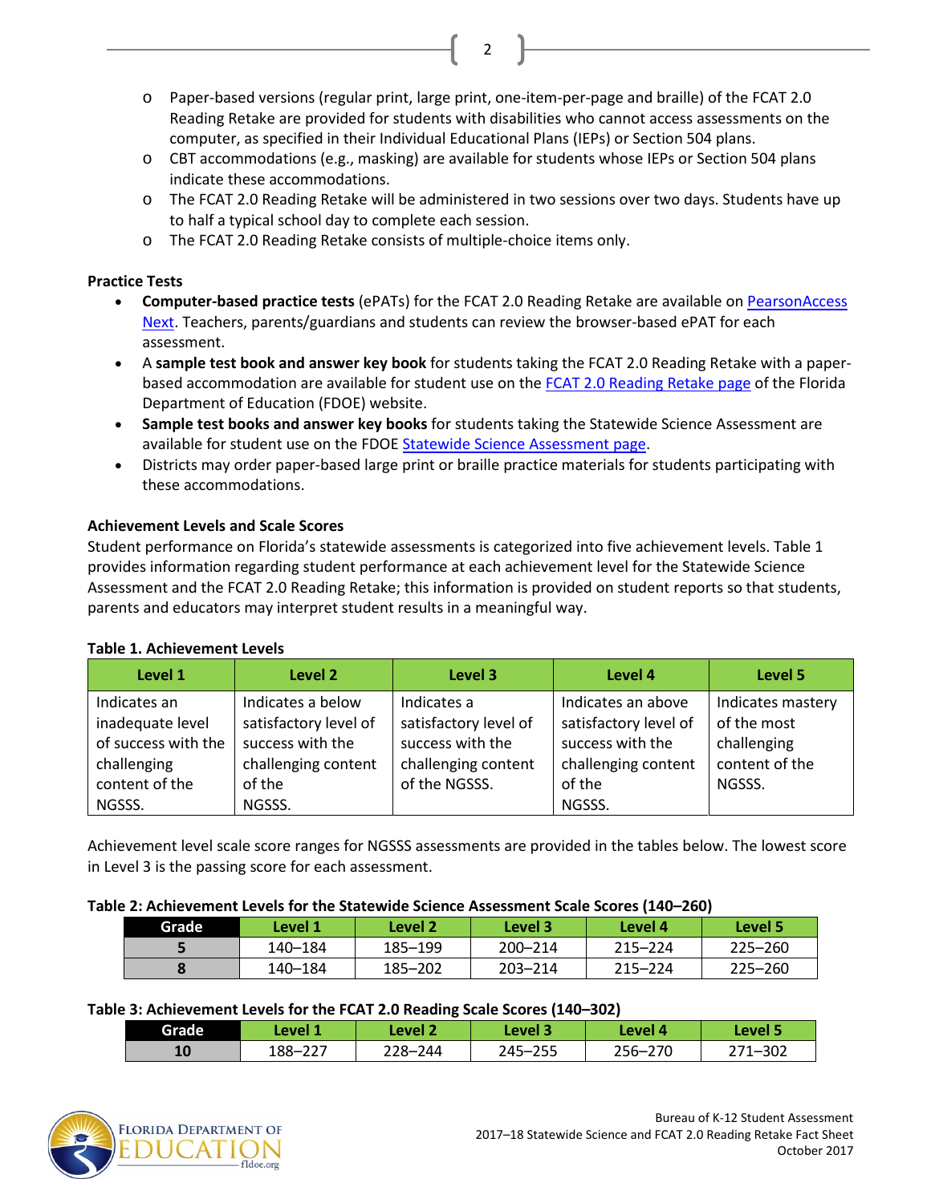- Paper-based versions (regular print, large print, one-item-per-page and braille) of the FCAT 2.0 Reading Retake are provided for students with disabilities who cannot access assessments on the computer, as specified in their Individual Educational Plans (IEPs) or Section 504 plans.
- CBT accommodations (e.g., masking) are available for students whose IEPs or Section 504 plans indicate these accommodations.
- The FCAT 2.0 Reading Retake will be administered in two sessions over two days. Students have up to half a typical school day to complete each session.
- The FCAT 2.0 Reading Retake consists of multiple-choice items only.

### Practice Tests

- **Computer-based practice tests** (ePATs) for the FCAT 2.0 Reading Retake are available on PearsonAccess Next. Teachers, parents/guardians and students can review the browser-based ePAT for each assessment.
- A **sample test book and answer key book** for students taking the FCAT 2.0 Reading Retake with a paper-based accommodation are available for student use on the FCAT 2.0 Reading Retake page of the Florida Department of Education (FDOE) website.
- **Sample test books and answer key books** for students taking the Statewide Science Assessment are available for student use on the FDOE Statewide Science Assessment page.
- Districts may order paper-based large print or braille practice materials for students participating with these accommodations.

### Achievement Levels and Scale Scores

Student performance on Florida's statewide assessments is categorized into five achievement levels. Table 1 provides information regarding student performance at each achievement level for the Statewide Science Assessment and the FCAT 2.0 Reading Retake; this information is provided on student reports so that students, parents and educators may interpret student results in a meaningful way.

**Table 1. Achievement Levels**

| Level 1 | Level 2 | Level 3 | Level 4 | Level 5 |
|---|---|---|---|---|
| Indicates an inadequate level of success with the challenging content of the NGSSS. | Indicates a below satisfactory level of success with the challenging content of the NGSSS. | Indicates a satisfactory level of success with the challenging content of the NGSSS. | Indicates an above satisfactory level of success with the challenging content of the NGSSS. | Indicates mastery of the most challenging content of the NGSSS. |

Achievement level scale score ranges for NGSSS assessments are provided in the tables below. The lowest score in Level 3 is the passing score for each assessment.

**Table 2: Achievement Levels for the Statewide Science Assessment Scale Scores (140–260)**

| Grade | Level 1 | Level 2 | Level 3 | Level 4 | Level 5 |
|---|---|---|---|---|---|
| 5 | 140–184 | 185–199 | 200–214 | 215–224 | 225–260 |
| 8 | 140–184 | 185–202 | 203–214 | 215–224 | 225–260 |

**Table 3: Achievement Levels for the FCAT 2.0 Reading Scale Scores (140–302)**

| Grade | Level 1 | Level 2 | Level 3 | Level 4 | Level 5 |
|---|---|---|---|---|---|
| 10 | 188–227 | 228–244 | 245–255 | 256–270 | 271–302 |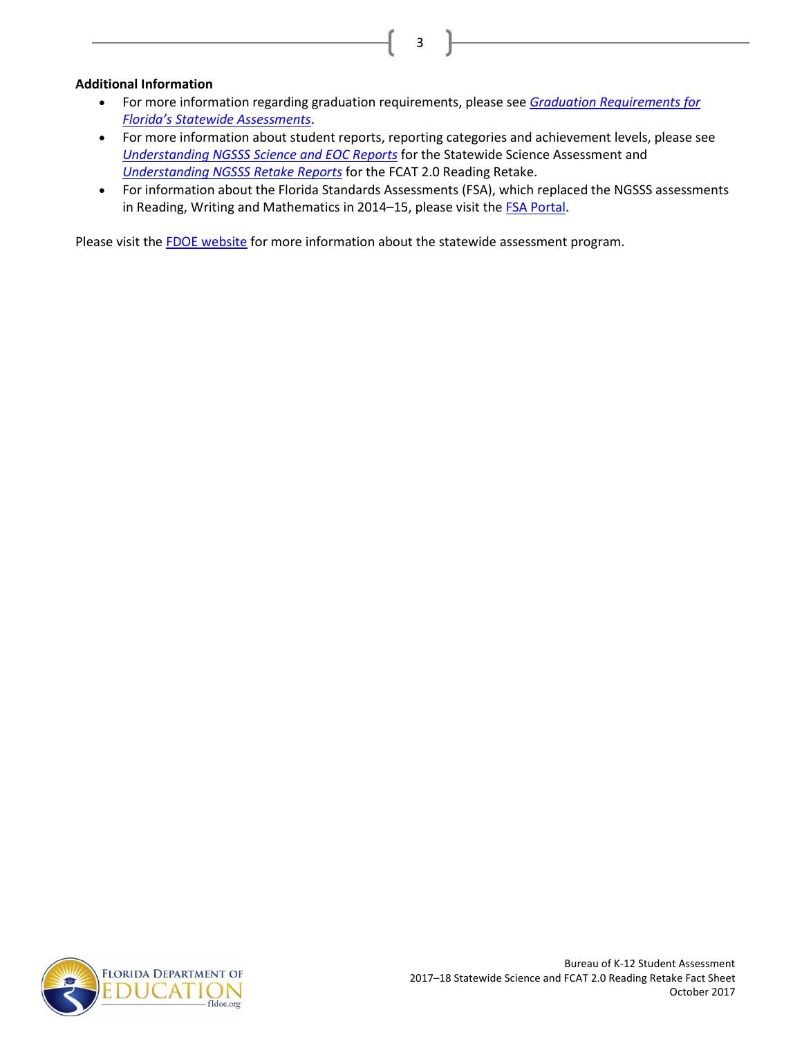**Additional Information**

- For more information regarding graduation requirements, please see *Graduation Requirements for Florida's Statewide Assessments*.
- For more information about student reports, reporting categories and achievement levels, please see *Understanding NGSSS Science and EOC Reports* for the Statewide Science Assessment and *Understanding NGSSS Retake Reports* for the FCAT 2.0 Reading Retake.
- For information about the Florida Standards Assessments (FSA), which replaced the NGSSS assessments in Reading, Writing and Mathematics in 2014–15, please visit the FSA Portal.

Please visit the FDOE website for more information about the statewide assessment program.